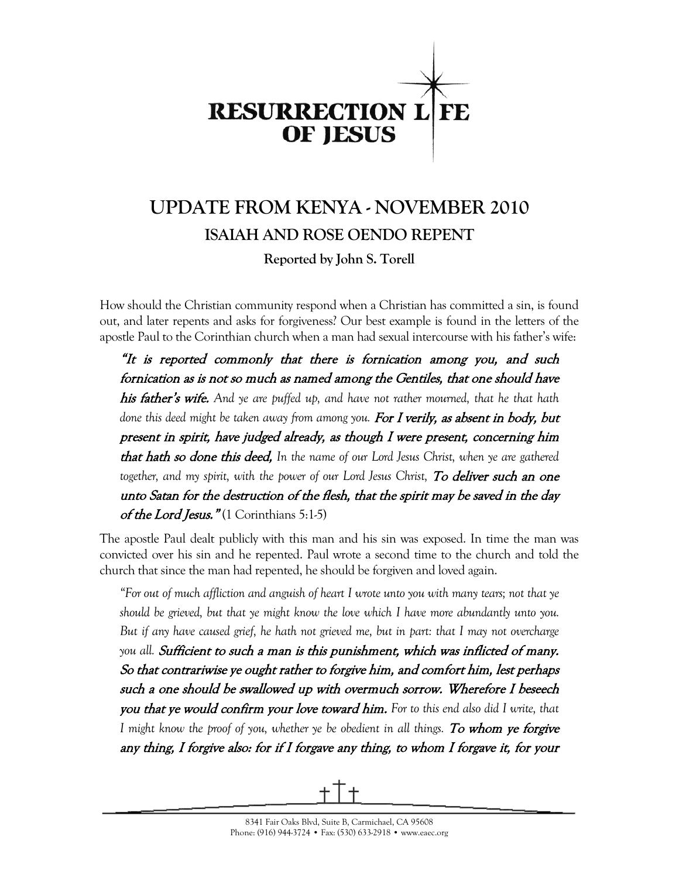# RESURRECTION LIFE OF JESUS

## UPDATE FROM KENYA - NOVEMBER 2010

### ISAIAH AND ROSE OENDO REPENT

**Reported by John S. Torell**

How should the Christian community respond when a Christian has committed a sin, is found out, and later repents and asks for forgiveness? Our best example is found in the letters of the apostle Paul to the Corinthian church when a man had sexual intercourse with his father's wife:

> ***"It is reported commonly that there is fornication among you, and such fornication as is not so much as named among the Gentiles, that one should have his father's wife.*** *And ye are puffed up, and have not rather mourned, that he that hath done this deed might be taken away from among you.* ***For I verily, as absent in body, but present in spirit, have judged already, as though I were present, concerning him that hath so done this deed,*** *In the name of our Lord Jesus Christ, when ye are gathered together, and my spirit, with the power of our Lord Jesus Christ,* ***To deliver such an one unto Satan for the destruction of the flesh, that the spirit may be saved in the day of the Lord Jesus."*** (1 Corinthians 5:1-5)

The apostle Paul dealt publicly with this man and his sin was exposed. In time the man was convicted over his sin and he repented. Paul wrote a second time to the church and told the church that since the man had repented, he should be forgiven and loved again.

> *"For out of much affliction and anguish of heart I wrote unto you with many tears; not that ye should be grieved, but that ye might know the love which I have more abundantly unto you. But if any have caused grief, he hath not grieved me, but in part: that I may not overcharge you all.* ***Sufficient to such a man is this punishment, which was inflicted of many. So that contrariwise ye ought rather to forgive him, and comfort him, lest perhaps such a one should be swallowed up with overmuch sorrow. Wherefore I beseech you that ye would confirm your love toward him.*** *For to this end also did I write, that I might know the proof of you, whether ye be obedient in all things.* ***To whom ye forgive any thing, I forgive also: for if I forgave any thing, to whom I forgave it, for your***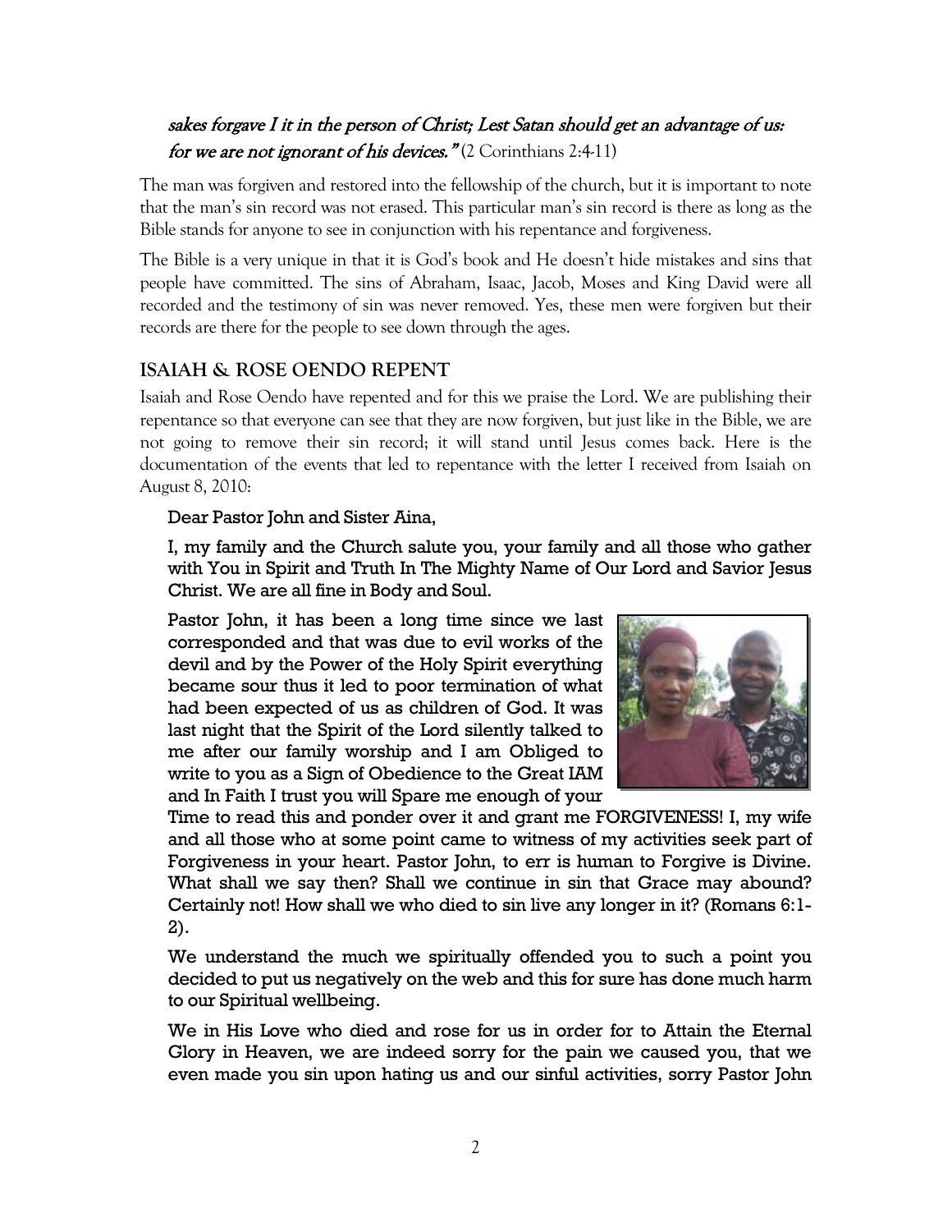*sakes forgave I it in the person of Christ; Lest Satan should get an advantage of us: for we are not ignorant of his devices."* (2 Corinthians 2:4-11)

The man was forgiven and restored into the fellowship of the church, but it is important to note that the man's sin record was not erased. This particular man's sin record is there as long as the Bible stands for anyone to see in conjunction with his repentance and forgiveness.

The Bible is a very unique in that it is God's book and He doesn't hide mistakes and sins that people have committed. The sins of Abraham, Isaac, Jacob, Moses and King David were all recorded and the testimony of sin was never removed. Yes, these men were forgiven but their records are there for the people to see down through the ages.

## ISAIAH & ROSE OENDO REPENT

Isaiah and Rose Oendo have repented and for this we praise the Lord. We are publishing their repentance so that everyone can see that they are now forgiven, but just like in the Bible, we are not going to remove their sin record; it will stand until Jesus comes back. Here is the documentation of the events that led to repentance with the letter I received from Isaiah on August 8, 2010:

> Dear Pastor John and Sister Aina,
>
> I, my family and the Church salute you, your family and all those who gather with You in Spirit and Truth In The Mighty Name of Our Lord and Savior Jesus Christ. We are all fine in Body and Soul.
>
> Pastor John, it has been a long time since we last corresponded and that was due to evil works of the devil and by the Power of the Holy Spirit everything became sour thus it led to poor termination of what had been expected of us as children of God. It was last night that the Spirit of the Lord silently talked to me after our family worship and I am Obliged to write to you as a Sign of Obedience to the Great IAM and In Faith I trust you will Spare me enough of your Time to read this and ponder over it and grant me FORGIVENESS! I, my wife and all those who at some point came to witness of my activities seek part of Forgiveness in your heart. Pastor John, to err is human to Forgive is Divine. What shall we say then? Shall we continue in sin that Grace may abound? Certainly not! How shall we who died to sin live any longer in it? (Romans 6:1-2).
>
> We understand the much we spiritually offended you to such a point you decided to put us negatively on the web and this for sure has done much harm to our Spiritual wellbeing.
>
> We in His Love who died and rose for us in order for to Attain the Eternal Glory in Heaven, we are indeed sorry for the pain we caused you, that we even made you sin upon hating us and our sinful activities, sorry Pastor John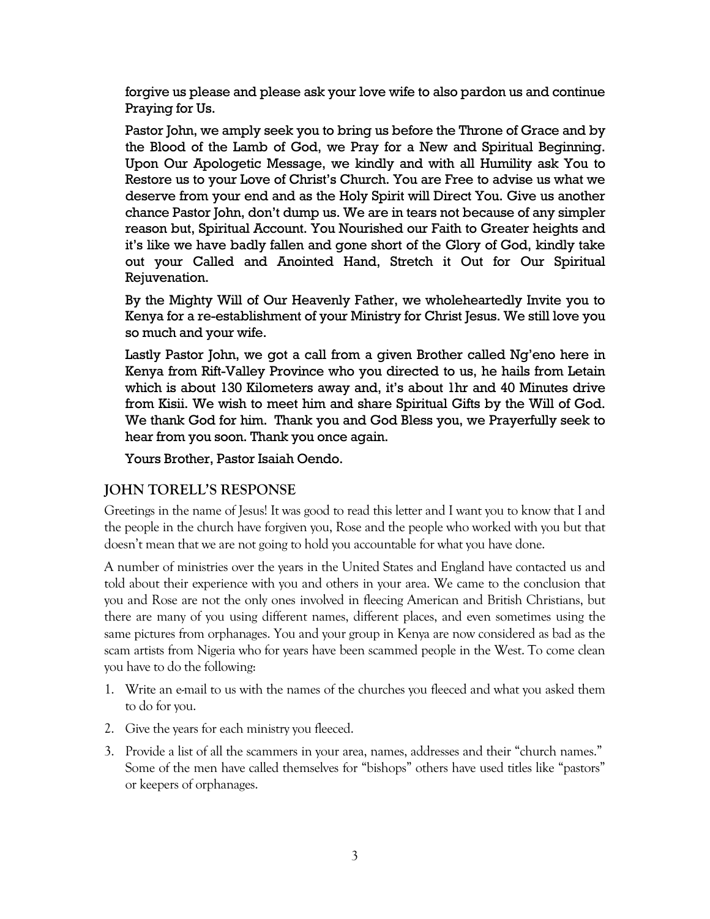forgive us please and please ask your love wife to also pardon us and continue Praying for Us.

Pastor John, we amply seek you to bring us before the Throne of Grace and by the Blood of the Lamb of God, we Pray for a New and Spiritual Beginning. Upon Our Apologetic Message, we kindly and with all Humility ask You to Restore us to your Love of Christ's Church. You are Free to advise us what we deserve from your end and as the Holy Spirit will Direct You. Give us another chance Pastor John, don't dump us. We are in tears not because of any simpler reason but, Spiritual Account. You Nourished our Faith to Greater heights and it's like we have badly fallen and gone short of the Glory of God, kindly take out your Called and Anointed Hand, Stretch it Out for Our Spiritual Rejuvenation.

By the Mighty Will of Our Heavenly Father, we wholeheartedly Invite you to Kenya for a re-establishment of your Ministry for Christ Jesus. We still love you so much and your wife.

Lastly Pastor John, we got a call from a given Brother called Ng'eno here in Kenya from Rift-Valley Province who you directed to us, he hails from Letain which is about 130 Kilometers away and, it's about 1hr and 40 Minutes drive from Kisii. We wish to meet him and share Spiritual Gifts by the Will of God. We thank God for him. Thank you and God Bless you, we Prayerfully seek to hear from you soon. Thank you once again.

Yours Brother, Pastor Isaiah Oendo.

## JOHN TORELL'S RESPONSE

Greetings in the name of Jesus! It was good to read this letter and I want you to know that I and the people in the church have forgiven you, Rose and the people who worked with you but that doesn't mean that we are not going to hold you accountable for what you have done.

A number of ministries over the years in the United States and England have contacted us and told about their experience with you and others in your area. We came to the conclusion that you and Rose are not the only ones involved in fleecing American and British Christians, but there are many of you using different names, different places, and even sometimes using the same pictures from orphanages. You and your group in Kenya are now considered as bad as the scam artists from Nigeria who for years have been scammed people in the West. To come clean you have to do the following:

1. Write an e-mail to us with the names of the churches you fleeced and what you asked them to do for you.
2. Give the years for each ministry you fleeced.
3. Provide a list of all the scammers in your area, names, addresses and their "church names." Some of the men have called themselves for "bishops" others have used titles like "pastors" or keepers of orphanages.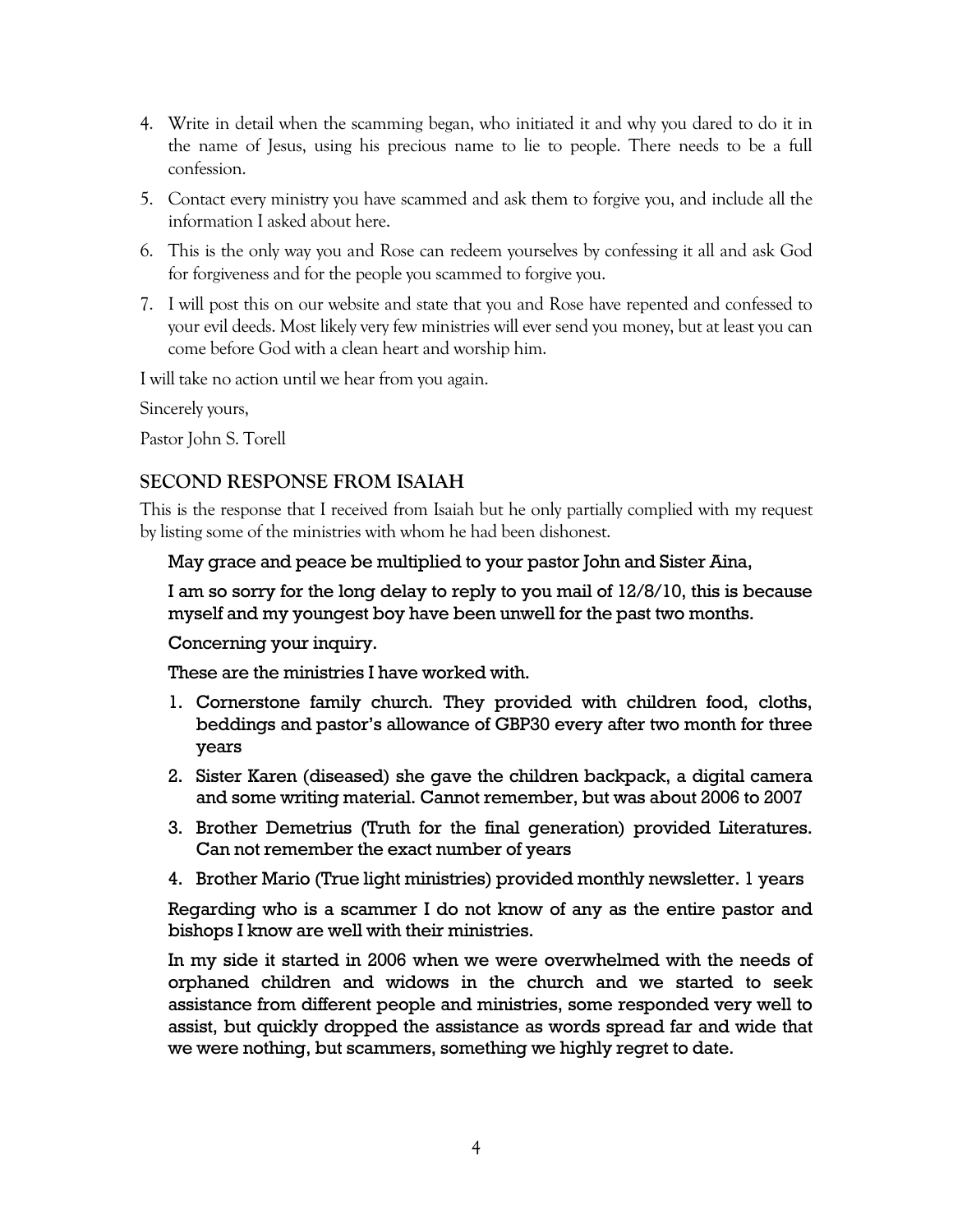4. Write in detail when the scamming began, who initiated it and why you dared to do it in the name of Jesus, using his precious name to lie to people. There needs to be a full confession.
5. Contact every ministry you have scammed and ask them to forgive you, and include all the information I asked about here.
6. This is the only way you and Rose can redeem yourselves by confessing it all and ask God for forgiveness and for the people you scammed to forgive you.
7. I will post this on our website and state that you and Rose have repented and confessed to your evil deeds. Most likely very few ministries will ever send you money, but at least you can come before God with a clean heart and worship him.

I will take no action until we hear from you again.

Sincerely yours,

Pastor John S. Torell

## SECOND RESPONSE FROM ISAIAH

This is the response that I received from Isaiah but he only partially complied with my request by listing some of the ministries with whom he had been dishonest.

> May grace and peace be multiplied to your pastor John and Sister Aina,
>
> I am so sorry for the long delay to reply to you mail of 12/8/10, this is because myself and my youngest boy have been unwell for the past two months.
>
> Concerning your inquiry.
>
> These are the ministries I have worked with.
>
> 1. Cornerstone family church. They provided with children food, cloths, beddings and pastor's allowance of GBP30 every after two month for three years
> 2. Sister Karen (diseased) she gave the children backpack, a digital camera and some writing material. Cannot remember, but was about 2006 to 2007
> 3. Brother Demetrius (Truth for the final generation) provided Literatures. Can not remember the exact number of years
> 4. Brother Mario (True light ministries) provided monthly newsletter. 1 years
>
> Regarding who is a scammer I do not know of any as the entire pastor and bishops I know are well with their ministries.
>
> In my side it started in 2006 when we were overwhelmed with the needs of orphaned children and widows in the church and we started to seek assistance from different people and ministries, some responded very well to assist, but quickly dropped the assistance as words spread far and wide that we were nothing, but scammers, something we highly regret to date.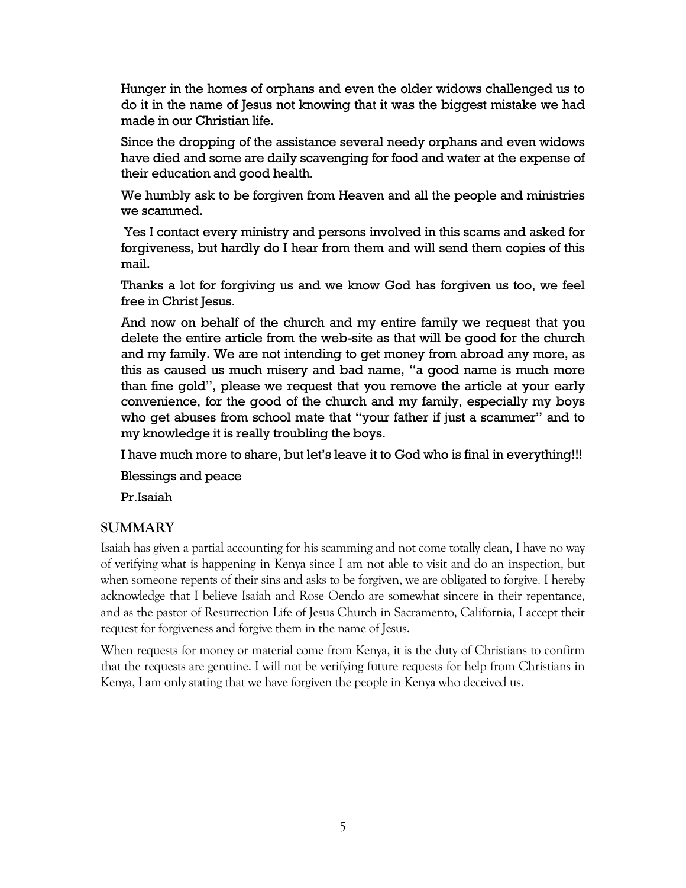Hunger in the homes of orphans and even the older widows challenged us to do it in the name of Jesus not knowing that it was the biggest mistake we had made in our Christian life.

Since the dropping of the assistance several needy orphans and even widows have died and some are daily scavenging for food and water at the expense of their education and good health.

We humbly ask to be forgiven from Heaven and all the people and ministries we scammed.

Yes I contact every ministry and persons involved in this scams and asked for forgiveness, but hardly do I hear from them and will send them copies of this mail.

Thanks a lot for forgiving us and we know God has forgiven us too, we feel free in Christ Jesus.

And now on behalf of the church and my entire family we request that you delete the entire article from the web-site as that will be good for the church and my family. We are not intending to get money from abroad any more, as this as caused us much misery and bad name, "a good name is much more than fine gold", please we request that you remove the article at your early convenience, for the good of the church and my family, especially my boys who get abuses from school mate that "your father if just a scammer" and to my knowledge it is really troubling the boys.

I have much more to share, but let's leave it to God who is final in everything!!!

Blessings and peace

Pr.Isaiah

## SUMMARY

Isaiah has given a partial accounting for his scamming and not come totally clean, I have no way of verifying what is happening in Kenya since I am not able to visit and do an inspection, but when someone repents of their sins and asks to be forgiven, we are obligated to forgive. I hereby acknowledge that I believe Isaiah and Rose Oendo are somewhat sincere in their repentance, and as the pastor of Resurrection Life of Jesus Church in Sacramento, California, I accept their request for forgiveness and forgive them in the name of Jesus.

When requests for money or material come from Kenya, it is the duty of Christians to confirm that the requests are genuine. I will not be verifying future requests for help from Christians in Kenya, I am only stating that we have forgiven the people in Kenya who deceived us.